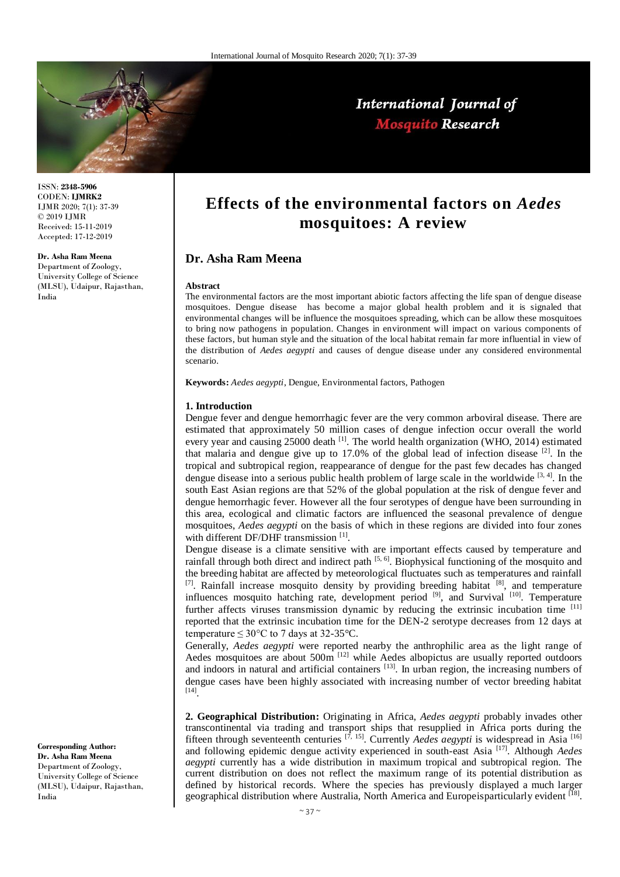ISSN: **2348-5906**
CODEN: **IJMRK2**
IJMR 2020; 7(1): 37-39
© 2019 IJMR
Received: 15-11-2019
Accepted: 17-12-2019

**Dr. Asha Ram Meena**
Department of Zoology, University College of Science (MLSU), Udaipur, Rajasthan, India

**Corresponding Author:**
**Dr. Asha Ram Meena**
Department of Zoology, University College of Science (MLSU), Udaipur, Rajasthan, India

# Effects of the environmental factors on *Aedes* mosquitoes: A review

## Dr. Asha Ram Meena

**Abstract**

The environmental factors are the most important abiotic factors affecting the life span of dengue disease mosquitoes. Dengue disease has become a major global health problem and it is signaled that environmental changes will be influence the mosquitoes spreading, which can be allow these mosquitoes to bring now pathogens in population. Changes in environment will impact on various components of these factors, but human style and the situation of the local habitat remain far more influential in view of the distribution of *Aedes aegypti* and causes of dengue disease under any considered environmental scenario.

**Keywords:** *Aedes aegypti*, Dengue, Environmental factors, Pathogen

### 1. Introduction

Dengue fever and dengue hemorrhagic fever are the very common arboviral disease. There are estimated that approximately 50 million cases of dengue infection occur overall the world every year and causing 25000 death [1]. The world health organization (WHO, 2014) estimated that malaria and dengue give up to 17.0% of the global lead of infection disease [2]. In the tropical and subtropical region, reappearance of dengue for the past few decades has changed dengue disease into a serious public health problem of large scale in the worldwide [3, 4]. In the south East Asian regions are that 52% of the global population at the risk of dengue fever and dengue hemorrhagic fever. However all the four serotypes of dengue have been surrounding in this area, ecological and climatic factors are influenced the seasonal prevalence of dengue mosquitoes, *Aedes aegypti* on the basis of which in these regions are divided into four zones with different DF/DHF transmission [1].

Dengue disease is a climate sensitive with are important effects caused by temperature and rainfall through both direct and indirect path [5, 6]. Biophysical functioning of the mosquito and the breeding habitat are affected by meteorological fluctuates such as temperatures and rainfall [7]. Rainfall increase mosquito density by providing breeding habitat [8], and temperature influences mosquito hatching rate, development period [9], and Survival [10]. Temperature further affects viruses transmission dynamic by reducing the extrinsic incubation time [11] reported that the extrinsic incubation time for the DEN-2 serotype decreases from 12 days at temperature $\leq 30°C$ to 7 days at 32-35°C.

Generally, *Aedes aegypti* were reported nearby the anthrophilic area as the light range of Aedes mosquitoes are about 500m [12] while Aedes albopictus are usually reported outdoors and indoors in natural and artificial containers [13]. In urban region, the increasing numbers of dengue cases have been highly associated with increasing number of vector breeding habitat [14].

**2. Geographical Distribution:** Originating in Africa, *Aedes aegypti* probably invades other transcontinental via trading and transport ships that resupplied in Africa ports during the fifteen through seventeenth centuries [7, 15]. Currently *Aedes aegypti* is widespread in Asia [16] and following epidemic dengue activity experienced in south-east Asia [17]. Although *Aedes aegypti* currently has a wide distribution in maximum tropical and subtropical region. The current distribution on does not reflect the maximum range of its potential distribution as defined by historical records. Where the species has previously displayed a much larger geographical distribution where Australia, North America and Europeisparticularly evident [18].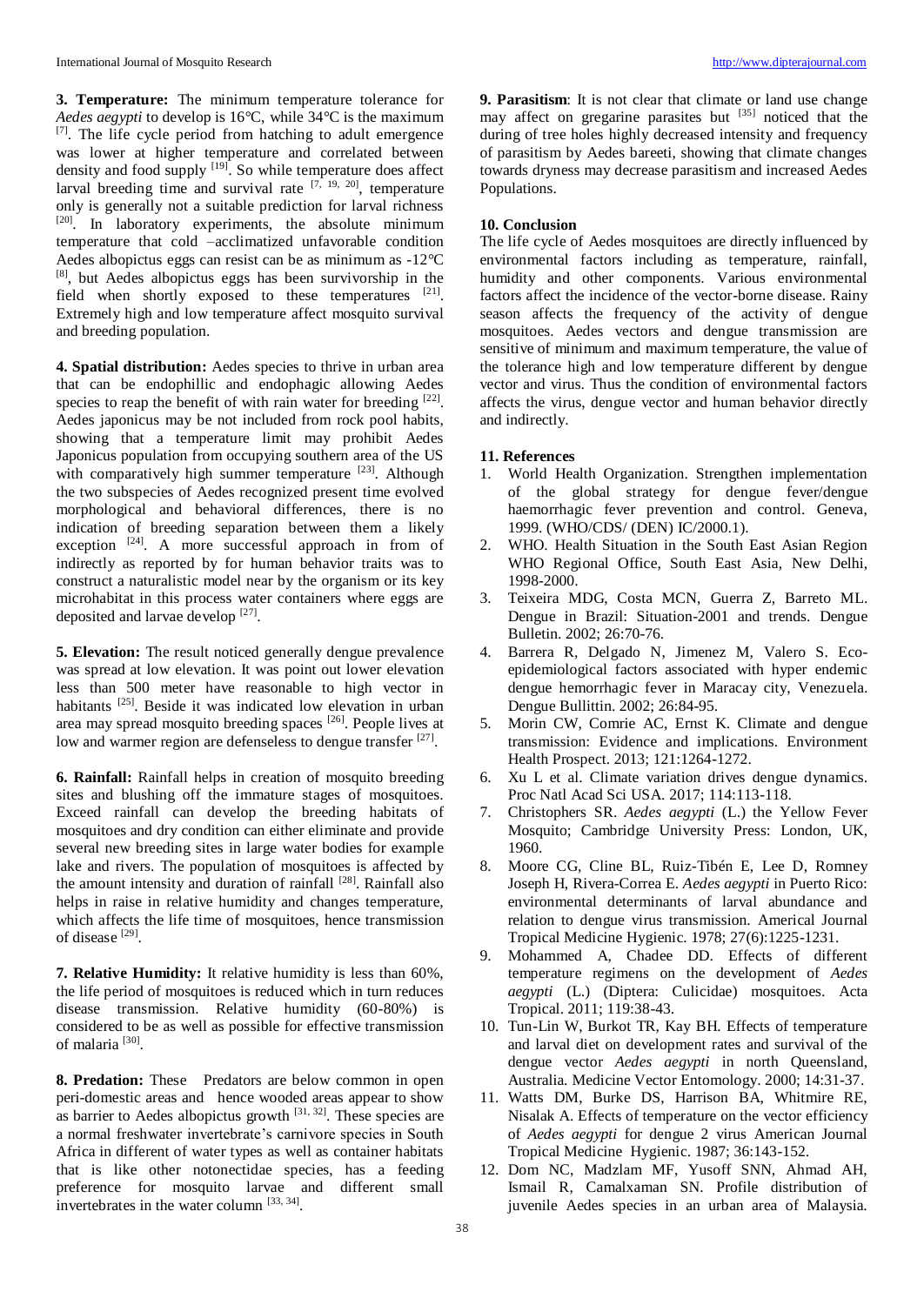**3. Temperature:** The minimum temperature tolerance for *Aedes aegypti* to develop is 16°C, while 34°C is the maximum [7]. The life cycle period from hatching to adult emergence was lower at higher temperature and correlated between density and food supply [19]. So while temperature does affect larval breeding time and survival rate [7, 19, 20], temperature only is generally not a suitable prediction for larval richness [20]. In laboratory experiments, the absolute minimum temperature that cold –acclimatized unfavorable condition Aedes albopictus eggs can resist can be as minimum as -12°C [8], but Aedes albopictus eggs has been survivorship in the field when shortly exposed to these temperatures [21]. Extremely high and low temperature affect mosquito survival and breeding population.

**4. Spatial distribution:** Aedes species to thrive in urban area that can be endophillic and endophagic allowing Aedes species to reap the benefit of with rain water for breeding [22]. Aedes japonicus may be not included from rock pool habits, showing that a temperature limit may prohibit Aedes Japonicus population from occupying southern area of the US with comparatively high summer temperature [23]. Although the two subspecies of Aedes recognized present time evolved morphological and behavioral differences, there is no indication of breeding separation between them a likely exception [24]. A more successful approach in from of indirectly as reported by for human behavior traits was to construct a naturalistic model near by the organism or its key microhabitat in this process water containers where eggs are deposited and larvae develop [27].

**5. Elevation:** The result noticed generally dengue prevalence was spread at low elevation. It was point out lower elevation less than 500 meter have reasonable to high vector in habitants [25]. Beside it was indicated low elevation in urban area may spread mosquito breeding spaces [26]. People lives at low and warmer region are defenseless to dengue transfer [27].

**6. Rainfall:** Rainfall helps in creation of mosquito breeding sites and blushing off the immature stages of mosquitoes. Exceed rainfall can develop the breeding habitats of mosquitoes and dry condition can either eliminate and provide several new breeding sites in large water bodies for example lake and rivers. The population of mosquitoes is affected by the amount intensity and duration of rainfall [28]. Rainfall also helps in raise in relative humidity and changes temperature, which affects the life time of mosquitoes, hence transmission of disease [29].

**7. Relative Humidity:** It relative humidity is less than 60%, the life period of mosquitoes is reduced which in turn reduces disease transmission. Relative humidity (60-80%) is considered to be as well as possible for effective transmission of malaria [30].

**8. Predation:** These Predators are below common in open peri-domestic areas and hence wooded areas appear to show as barrier to Aedes albopictus growth [31, 32]. These species are a normal freshwater invertebrate's carnivore species in South Africa in different of water types as well as container habitats that is like other notonectidae species, has a feeding preference for mosquito larvae and different small invertebrates in the water column [33, 34].

**9. Parasitism**: It is not clear that climate or land use change may affect on gregarine parasites but [35] noticed that the during of tree holes highly decreased intensity and frequency of parasitism by Aedes bareeti, showing that climate changes towards dryness may decrease parasitism and increased Aedes Populations.

**10. Conclusion**

The life cycle of Aedes mosquitoes are directly influenced by environmental factors including as temperature, rainfall, humidity and other components. Various environmental factors affect the incidence of the vector-borne disease. Rainy season affects the frequency of the activity of dengue mosquitoes. Aedes vectors and dengue transmission are sensitive of minimum and maximum temperature, the value of the tolerance high and low temperature different by dengue vector and virus. Thus the condition of environmental factors affects the virus, dengue vector and human behavior directly and indirectly.

**11. References**

1. World Health Organization. Strengthen implementation of the global strategy for dengue fever/dengue haemorrhagic fever prevention and control. Geneva, 1999. (WHO/CDS/ (DEN) IC/2000.1).
2. WHO. Health Situation in the South East Asian Region WHO Regional Office, South East Asia, New Delhi, 1998-2000.
3. Teixeira MDG, Costa MCN, Guerra Z, Barreto ML. Dengue in Brazil: Situation-2001 and trends. Dengue Bulletin. 2002; 26:70-76.
4. Barrera R, Delgado N, Jimenez M, Valero S. Eco-epidemiological factors associated with hyper endemic dengue hemorrhagic fever in Maracay city, Venezuela. Dengue Bullittin. 2002; 26:84-95.
5. Morin CW, Comrie AC, Ernst K. Climate and dengue transmission: Evidence and implications. Environment Health Prospect. 2013; 121:1264-1272.
6. Xu L et al. Climate variation drives dengue dynamics. Proc Natl Acad Sci USA. 2017; 114:113-118.
7. Christophers SR. *Aedes aegypti* (L.) the Yellow Fever Mosquito; Cambridge University Press: London, UK, 1960.
8. Moore CG, Cline BL, Ruiz-Tibén E, Lee D, Romney Joseph H, Rivera-Correa E. *Aedes aegypti* in Puerto Rico: environmental determinants of larval abundance and relation to dengue virus transmission. Americal Journal Tropical Medicine Hygienic. 1978; 27(6):1225-1231.
9. Mohammed A, Chadee DD. Effects of different temperature regimens on the development of *Aedes aegypti* (L.) (Diptera: Culicidae) mosquitoes. Acta Tropical. 2011; 119:38-43.
10. Tun-Lin W, Burkot TR, Kay BH. Effects of temperature and larval diet on development rates and survival of the dengue vector *Aedes aegypti* in north Queensland, Australia. Medicine Vector Entomology. 2000; 14:31-37.
11. Watts DM, Burke DS, Harrison BA, Whitmire RE, Nisalak A. Effects of temperature on the vector efficiency of *Aedes aegypti* for dengue 2 virus American Journal Tropical Medicine Hygienic. 1987; 36:143-152.
12. Dom NC, Madzlam MF, Yusoff SNN, Ahmad AH, Ismail R, Camalxaman SN. Profile distribution of juvenile Aedes species in an urban area of Malaysia.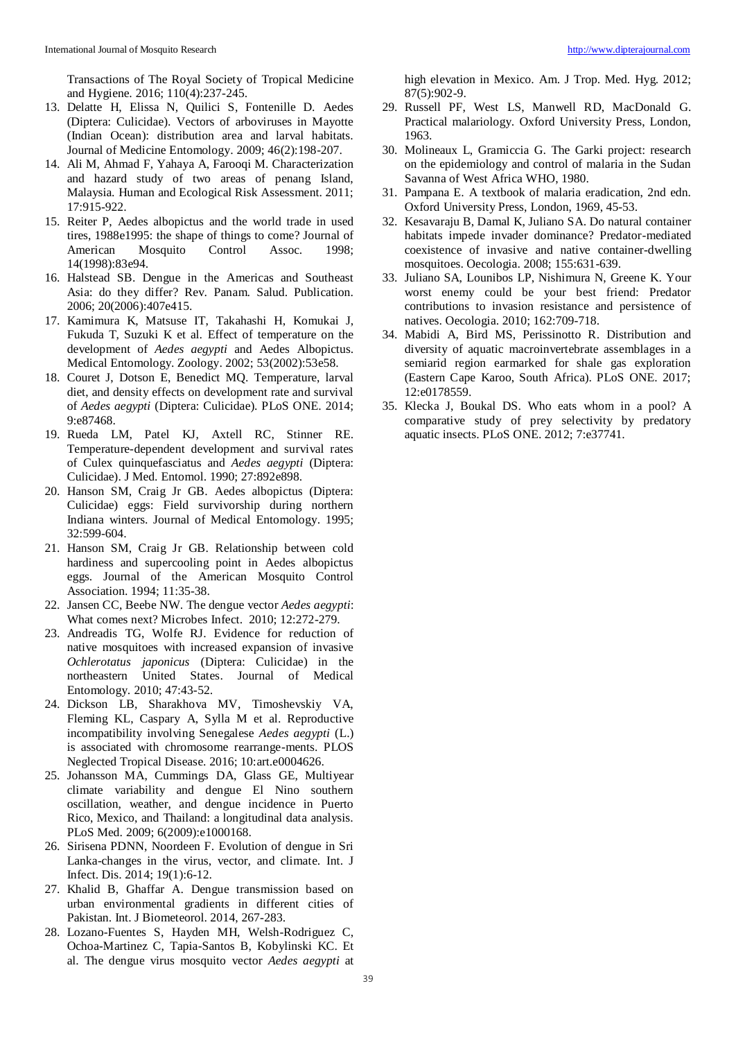Transactions of The Royal Society of Tropical Medicine and Hygiene. 2016; 110(4):237-245.

13. Delatte H, Elissa N, Quilici S, Fontenille D. Aedes (Diptera: Culicidae). Vectors of arboviruses in Mayotte (Indian Ocean): distribution area and larval habitats. Journal of Medicine Entomology. 2009; 46(2):198-207.
14. Ali M, Ahmad F, Yahaya A, Farooqi M. Characterization and hazard study of two areas of penang Island, Malaysia. Human and Ecological Risk Assessment. 2011; 17:915-922.
15. Reiter P, Aedes albopictus and the world trade in used tires, 1988e1995: the shape of things to come? Journal of American Mosquito Control Assoc. 1998; 14(1998):83e94.
16. Halstead SB. Dengue in the Americas and Southeast Asia: do they differ? Rev. Panam. Salud. Publication. 2006; 20(2006):407e415.
17. Kamimura K, Matsuse IT, Takahashi H, Komukai J, Fukuda T, Suzuki K et al. Effect of temperature on the development of *Aedes aegypti* and Aedes Albopictus. Medical Entomology. Zoology. 2002; 53(2002):53e58.
18. Couret J, Dotson E, Benedict MQ. Temperature, larval diet, and density effects on development rate and survival of *Aedes aegypti* (Diptera: Culicidae). PLoS ONE. 2014; 9:e87468.
19. Rueda LM, Patel KJ, Axtell RC, Stinner RE. Temperature-dependent development and survival rates of Culex quinquefasciatus and *Aedes aegypti* (Diptera: Culicidae). J Med. Entomol. 1990; 27:892e898.
20. Hanson SM, Craig Jr GB. Aedes albopictus (Diptera: Culicidae) eggs: Field survivorship during northern Indiana winters. Journal of Medical Entomology. 1995; 32:599-604.
21. Hanson SM, Craig Jr GB. Relationship between cold hardiness and supercooling point in Aedes albopictus eggs. Journal of the American Mosquito Control Association. 1994; 11:35-38.
22. Jansen CC, Beebe NW. The dengue vector *Aedes aegypti*: What comes next? Microbes Infect. 2010; 12:272-279.
23. Andreadis TG, Wolfe RJ. Evidence for reduction of native mosquitoes with increased expansion of invasive *Ochlerotatus japonicus* (Diptera: Culicidae) in the northeastern United States. Journal of Medical Entomology. 2010; 47:43-52.
24. Dickson LB, Sharakhova MV, Timoshevskiy VA, Fleming KL, Caspary A, Sylla M et al. Reproductive incompatibility involving Senegalese *Aedes aegypti* (L.) is associated with chromosome rearrange-ments. PLOS Neglected Tropical Disease. 2016; 10:art.e0004626.
25. Johansson MA, Cummings DA, Glass GE, Multiyear climate variability and dengue El Nino southern oscillation, weather, and dengue incidence in Puerto Rico, Mexico, and Thailand: a longitudinal data analysis. PLoS Med. 2009; 6(2009):e1000168.
26. Sirisena PDNN, Noordeen F. Evolution of dengue in Sri Lanka-changes in the virus, vector, and climate. Int. J Infect. Dis. 2014; 19(1):6-12.
27. Khalid B, Ghaffar A. Dengue transmission based on urban environmental gradients in different cities of Pakistan. Int. J Biometeorol. 2014, 267-283.
28. Lozano-Fuentes S, Hayden MH, Welsh-Rodriguez C, Ochoa-Martinez C, Tapia-Santos B, Kobylinski KC. Et al. The dengue virus mosquito vector *Aedes aegypti* at high elevation in Mexico. Am. J Trop. Med. Hyg. 2012; 87(5):902-9.
29. Russell PF, West LS, Manwell RD, MacDonald G. Practical malariology. Oxford University Press, London, 1963.
30. Molineaux L, Gramiccia G. The Garki project: research on the epidemiology and control of malaria in the Sudan Savanna of West Africa WHO, 1980.
31. Pampana E. A textbook of malaria eradication, 2nd edn. Oxford University Press, London, 1969, 45-53.
32. Kesavaraju B, Damal K, Juliano SA. Do natural container habitats impede invader dominance? Predator-mediated coexistence of invasive and native container-dwelling mosquitoes. Oecologia. 2008; 155:631-639.
33. Juliano SA, Lounibos LP, Nishimura N, Greene K. Your worst enemy could be your best friend: Predator contributions to invasion resistance and persistence of natives. Oecologia. 2010; 162:709-718.
34. Mabidi A, Bird MS, Perissinotto R. Distribution and diversity of aquatic macroinvertebrate assemblages in a semiarid region earmarked for shale gas exploration (Eastern Cape Karoo, South Africa). PLoS ONE. 2017; 12:e0178559.
35. Klecka J, Boukal DS. Who eats whom in a pool? A comparative study of prey selectivity by predatory aquatic insects. PLoS ONE. 2012; 7:e37741.